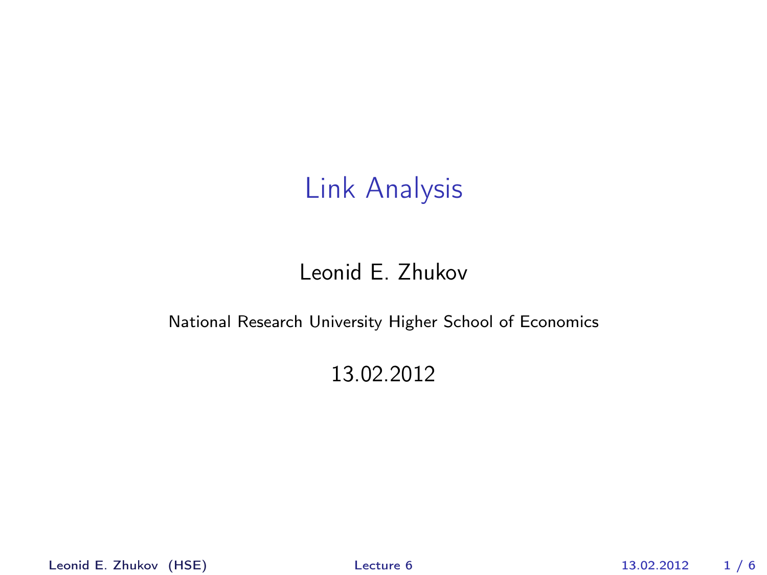# Link Analysis

Leonid E. Zhukov

National Research University Higher School of Economics

13.02.2012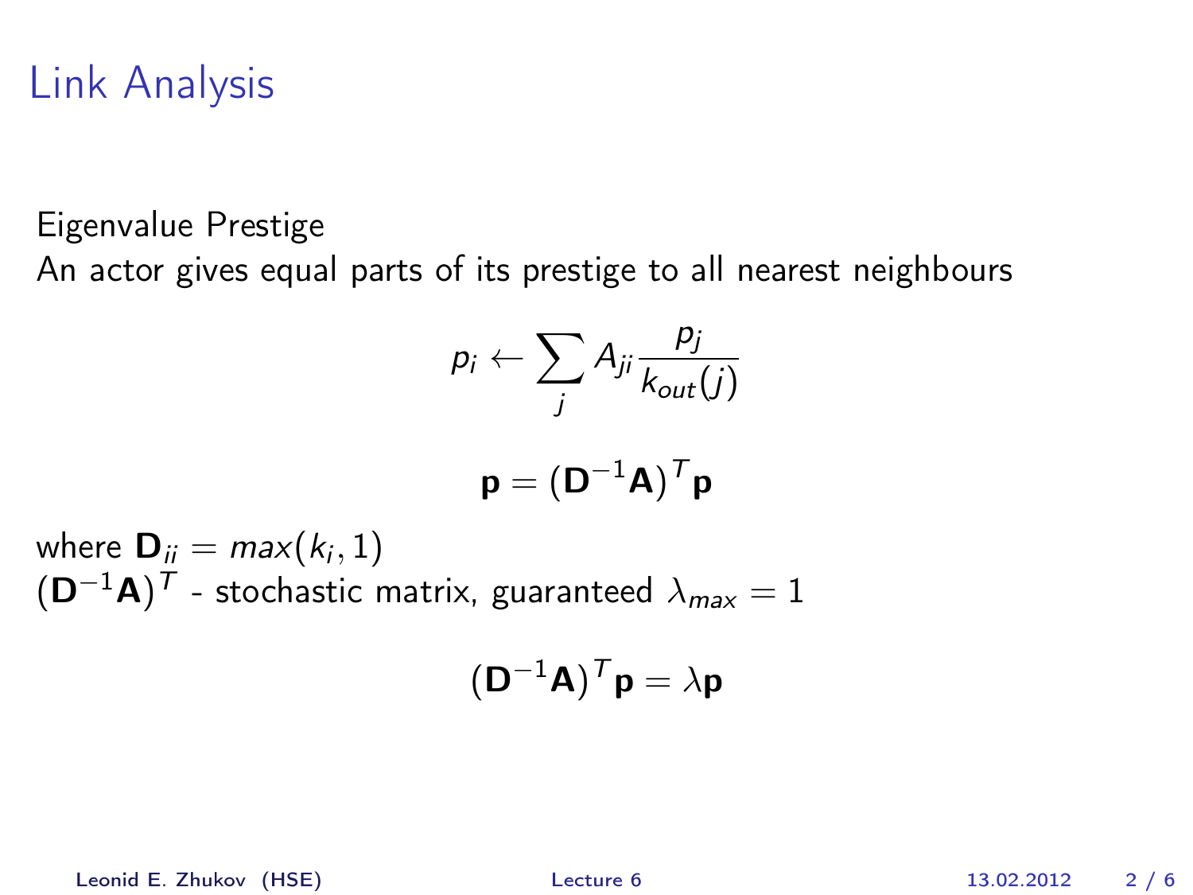# Link Analysis

Eigenvalue Prestige
An actor gives equal parts of its prestige to all nearest neighbours

$$p_i \leftarrow \sum_j A_{ji} \frac{p_j}{k_{out}(j)}$$

$$\mathbf{p} = (\mathbf{D}^{-1}\mathbf{A})^T \mathbf{p}$$

where $\mathbf{D}_{ii} = max(k_i, 1)$
$(\mathbf{D}^{-1}\mathbf{A})^T$ - stochastic matrix, guaranteed $\lambda_{max} = 1$

$$(\mathbf{D}^{-1}\mathbf{A})^T \mathbf{p} = \lambda \mathbf{p}$$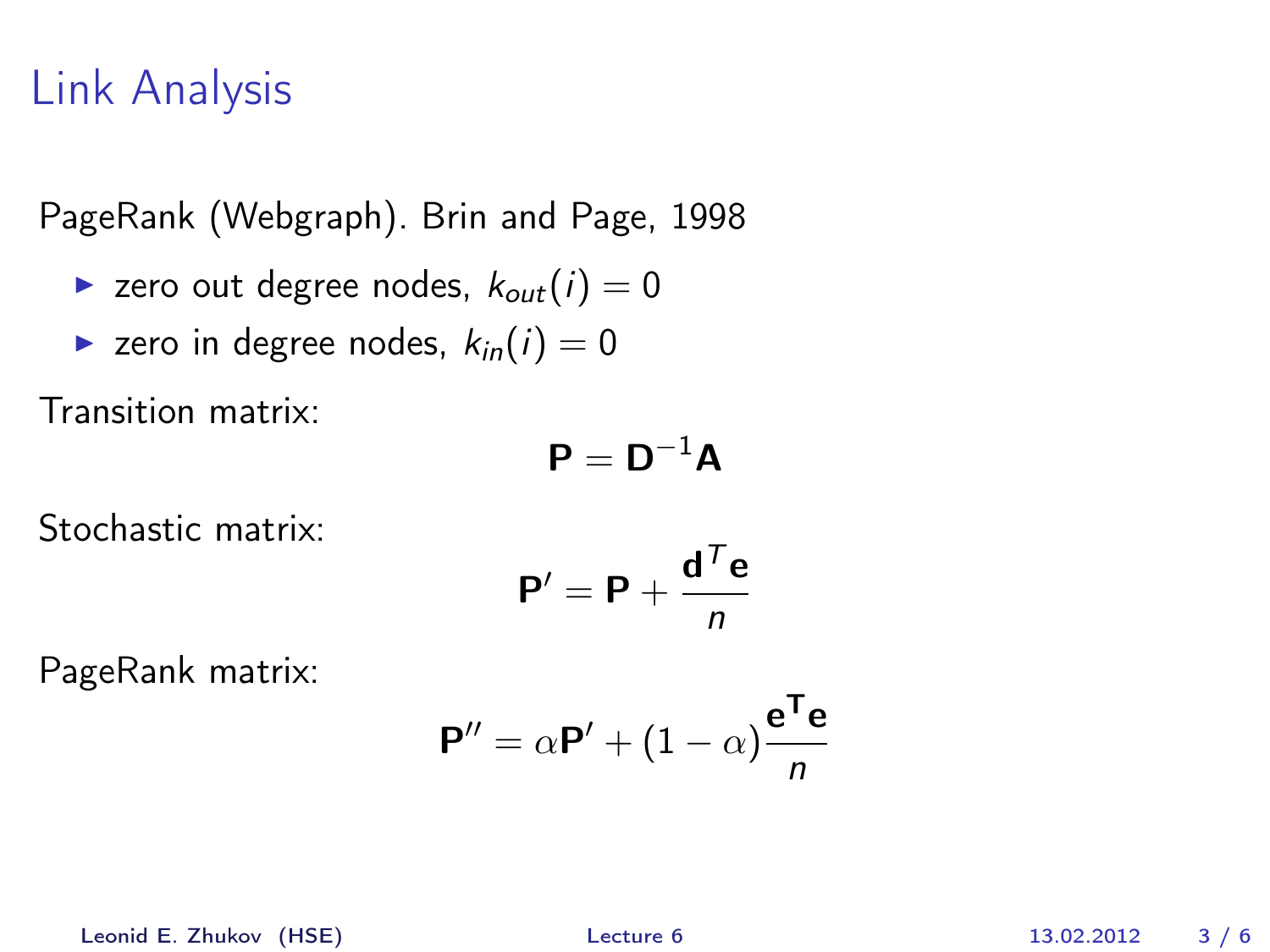# Link Analysis

PageRank (Webgraph). Brin and Page, 1998

- zero out degree nodes, $k_{out}(i) = 0$
- zero in degree nodes, $k_{in}(i) = 0$

Transition matrix:

$$\mathbf{P} = \mathbf{D}^{-1}\mathbf{A}$$

Stochastic matrix:

$$\mathbf{P}' = \mathbf{P} + \frac{\mathbf{d}^T\mathbf{e}}{n}$$

PageRank matrix:

$$\mathbf{P}'' = \alpha\mathbf{P}' + (1-\alpha)\frac{\mathbf{e}^\mathbf{T}\mathbf{e}}{n}$$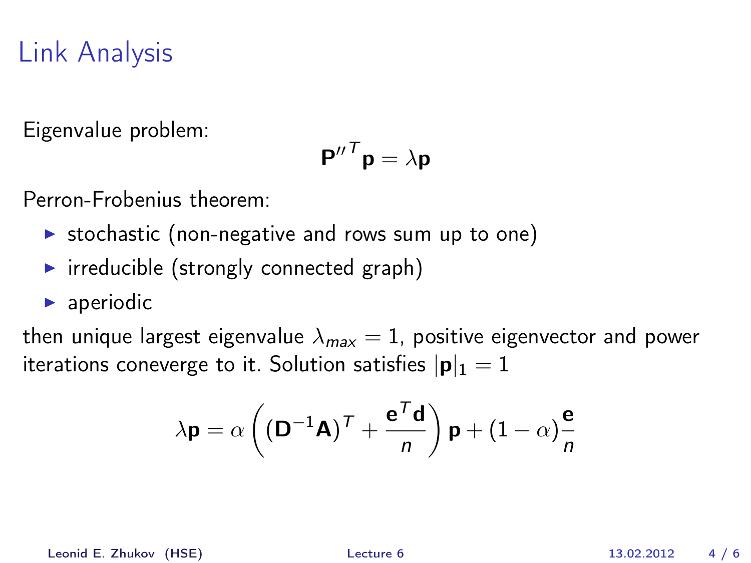# Link Analysis

Eigenvalue problem:

$$\mathbf{P''}^T \mathbf{p} = \lambda \mathbf{p}$$

Perron-Frobenius theorem:

- stochastic (non-negative and rows sum up to one)
- irreducible (strongly connected graph)
- aperiodic

then unique largest eigenvalue $\lambda_{max} = 1$, positive eigenvector and power iterations coneverge to it. Solution satisfies $|\mathbf{p}|_1 = 1$

$$\lambda \mathbf{p} = \alpha \left( (\mathbf{D}^{-1}\mathbf{A})^T + \frac{\mathbf{e}^T \mathbf{d}}{n} \right) \mathbf{p} + (1 - \alpha) \frac{\mathbf{e}}{n}$$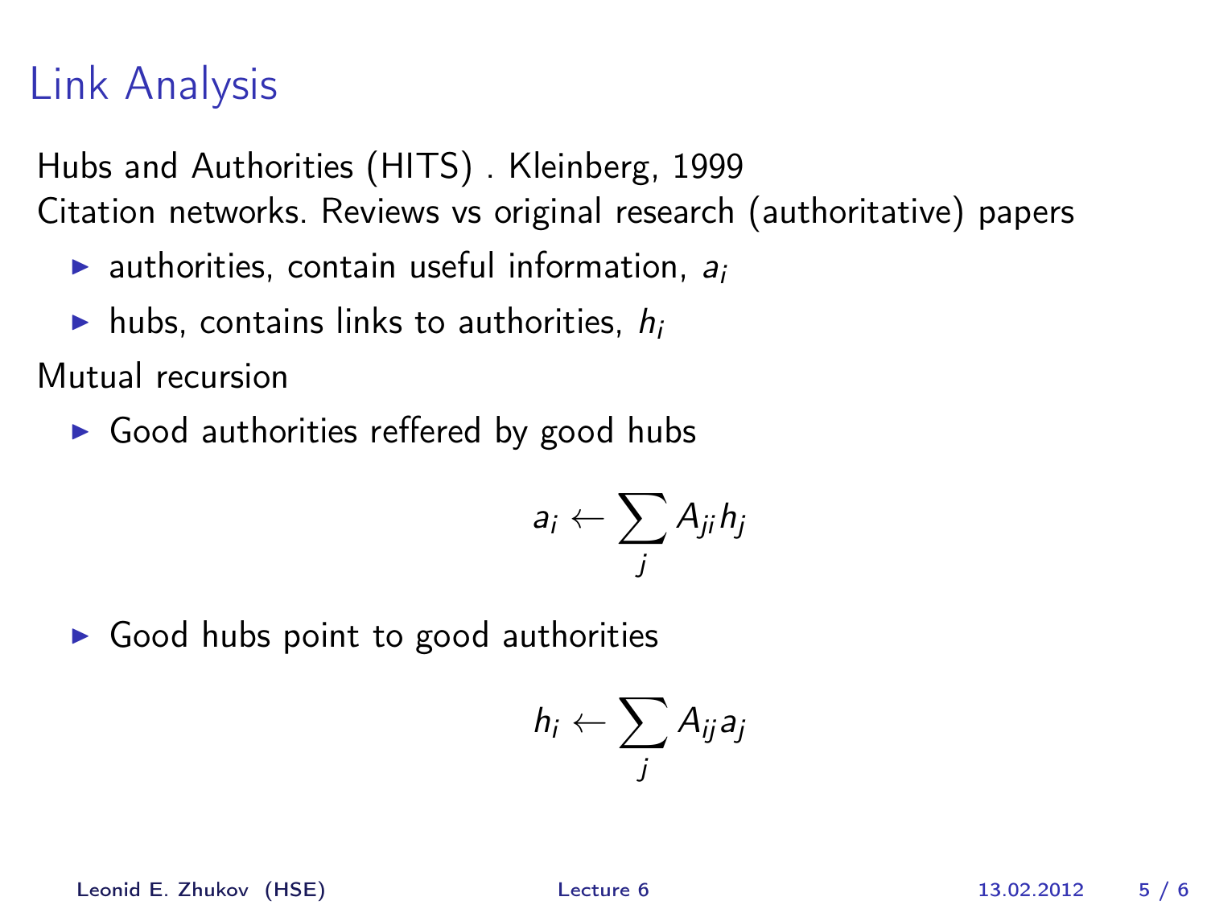# Link Analysis

Hubs and Authorities (HITS) . Kleinberg, 1999
Citation networks. Reviews vs original research (authoritative) papers

- authorities, contain useful information, $a_i$
- hubs, contains links to authorities, $h_i$

Mutual recursion

- Good authorities reffered by good hubs

$$a_i \leftarrow \sum_j A_{ji} h_j$$

- Good hubs point to good authorities

$$h_i \leftarrow \sum_j A_{ij} a_j$$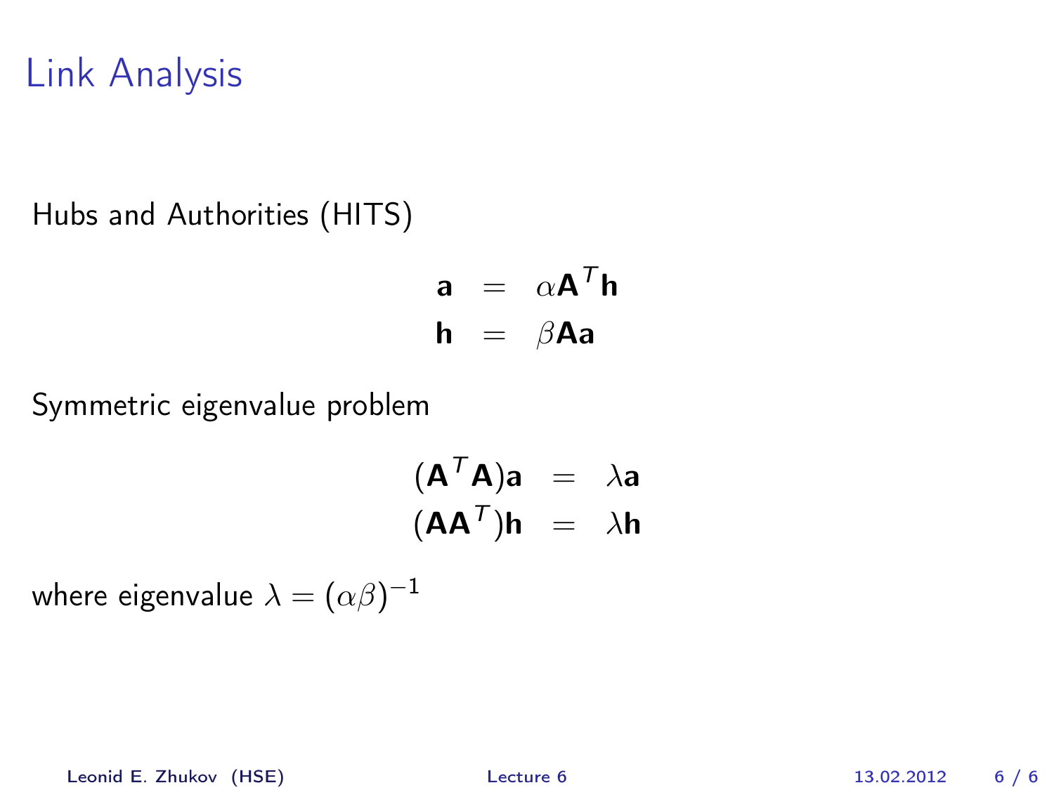# Link Analysis

Hubs and Authorities (HITS)

$$
\begin{aligned}
\mathbf{a} &= \alpha \mathbf{A}^T \mathbf{h} \\
\mathbf{h} &= \beta \mathbf{A} \mathbf{a}
\end{aligned}
$$

Symmetric eigenvalue problem

$$
\begin{aligned}
(\mathbf{A}^T \mathbf{A})\mathbf{a} &= \lambda \mathbf{a} \\
(\mathbf{A} \mathbf{A}^T)\mathbf{h} &= \lambda \mathbf{h}
\end{aligned}
$$

where eigenvalue $\lambda = (\alpha\beta)^{-1}$